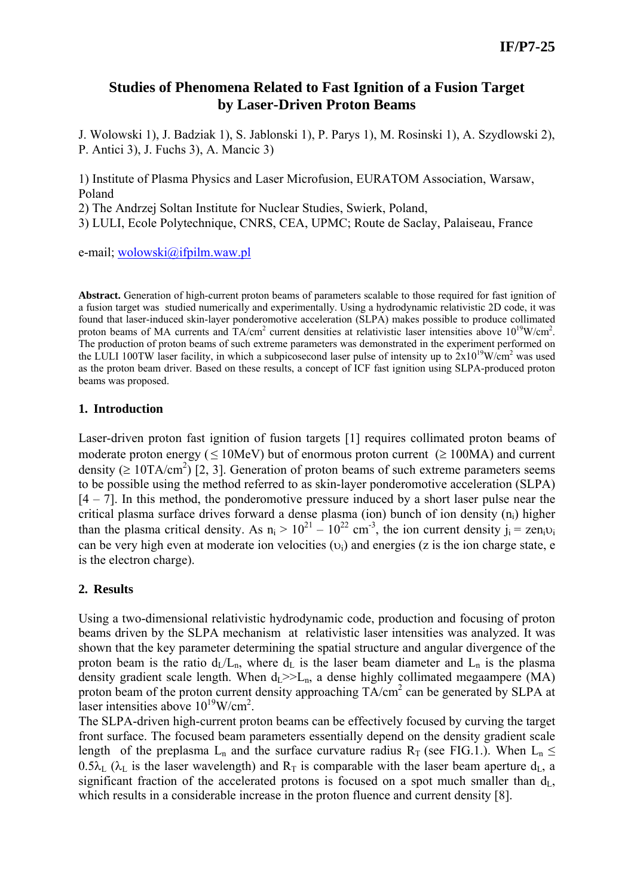IF/P7-25

# Studies of Phenomena Related to Fast Ignition of a Fusion Target by Laser-Driven Proton Beams

J. Wolowski 1), J. Badziak 1), S. Jablonski 1), P. Parys 1), M. Rosinski 1), A. Szydlowski 2), P. Antici 3), J. Fuchs 3), A. Mancic 3)

1) Institute of Plasma Physics and Laser Microfusion, EURATOM Association, Warsaw, Poland
2) The Andrzej Soltan Institute for Nuclear Studies, Swierk, Poland,
3) LULI, Ecole Polytechnique, CNRS, CEA, UPMC; Route de Saclay, Palaiseau, France

e-mail; wolowski@ifpilm.waw.pl

**Abstract.** Generation of high-current proton beams of parameters scalable to those required for fast ignition of a fusion target was studied numerically and experimentally. Using a hydrodynamic relativistic 2D code, it was found that laser-induced skin-layer ponderomotive acceleration (SLPA) makes possible to produce collimated proton beams of MA currents and $TA/cm^2$ current densities at relativistic laser intensities above $10^{19}W/cm^2$. The production of proton beams of such extreme parameters was demonstrated in the experiment performed on the LULI 100TW laser facility, in which a subpicosecond laser pulse of intensity up to $2x10^{19}W/cm^2$ was used as the proton beam driver. Based on these results, a concept of ICF fast ignition using SLPA-produced proton beams was proposed.

## 1. Introduction

Laser-driven proton fast ignition of fusion targets [1] requires collimated proton beams of moderate proton energy ($\leq$ 10MeV) but of enormous proton current ($\geq$ 100MA) and current density ($\geq 10TA/cm^2$) [2, 3]. Generation of proton beams of such extreme parameters seems to be possible using the method referred to as skin-layer ponderomotive acceleration (SLPA) [4 – 7]. In this method, the ponderomotive pressure induced by a short laser pulse near the critical plasma surface drives forward a dense plasma (ion) bunch of ion density ($n_i$) higher than the plasma critical density. As $n_i > 10^{21} – 10^{22}$ $cm^{-3}$, the ion current density $j_i = zen_i\upsilon_i$ can be very high even at moderate ion velocities ($\upsilon_i$) and energies (z is the ion charge state, e is the electron charge).

## 2. Results

Using a two-dimensional relativistic hydrodynamic code, production and focusing of proton beams driven by the SLPA mechanism at relativistic laser intensities was analyzed. It was shown that the key parameter determining the spatial structure and angular divergence of the proton beam is the ratio $d_L/L_n$, where $d_L$ is the laser beam diameter and $L_n$ is the plasma density gradient scale length. When $d_L>>L_n$, a dense highly collimated megaampere (MA) proton beam of the proton current density approaching $TA/cm^2$ can be generated by SLPA at laser intensities above $10^{19}W/cm^2$.

The SLPA-driven high-current proton beams can be effectively focused by curving the target front surface. The focused beam parameters essentially depend on the density gradient scale length of the preplasma $L_n$ and the surface curvature radius $R_T$ (see FIG.1.). When $L_n \leq 0.5\lambda_L$ ($\lambda_L$ is the laser wavelength) and $R_T$ is comparable with the laser beam aperture $d_L$, a significant fraction of the accelerated protons is focused on a spot much smaller than $d_L$, which results in a considerable increase in the proton fluence and current density [8].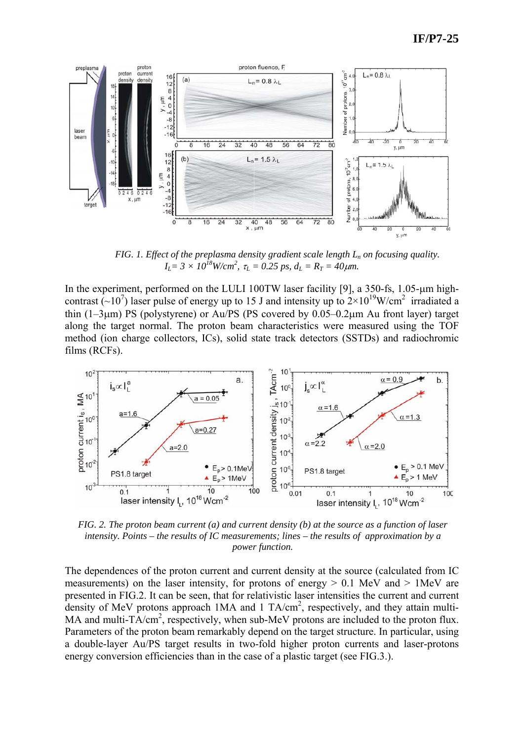*FIG. 1. Effect of the preplasma density gradient scale length $L_n$ on focusing quality.*
*$I_L = 3 \times 10^{18}$W/cm$^2$, $\tau_L$ = 0.25 ps, $d_L = R_T = 40\mu$m.*

In the experiment, performed on the LULI 100TW laser facility [9], a 350-fs, 1.05-μm high-contrast ($\sim 10^7$) laser pulse of energy up to 15 J and intensity up to $2\times 10^{19}$W/cm$^2$ irradiated a thin (1–3μm) PS (polystyrene) or Au/PS (PS covered by 0.05–0.2μm Au front layer) target along the target normal. The proton beam characteristics were measured using the TOF method (ion charge collectors, ICs), solid state track detectors (SSTDs) and radiochromic films (RCFs).

*FIG. 2. The proton beam current (a) and current density (b) at the source as a function of laser intensity. Points – the results of IC measurements; lines – the results of approximation by a power function.*

The dependences of the proton current and current density at the source (calculated from IC measurements) on the laser intensity, for protons of energy > 0.1 MeV and > 1MeV are presented in FIG.2. It can be seen, that for relativistic laser intensities the current and current density of MeV protons approach 1MA and 1 TA/cm$^2$, respectively, and they attain multi-MA and multi-TA/cm$^2$, respectively, when sub-MeV protons are included to the proton flux. Parameters of the proton beam remarkably depend on the target structure. In particular, using a double-layer Au/PS target results in two-fold higher proton currents and laser-protons energy conversion efficiencies than in the case of a plastic target (see FIG.3.).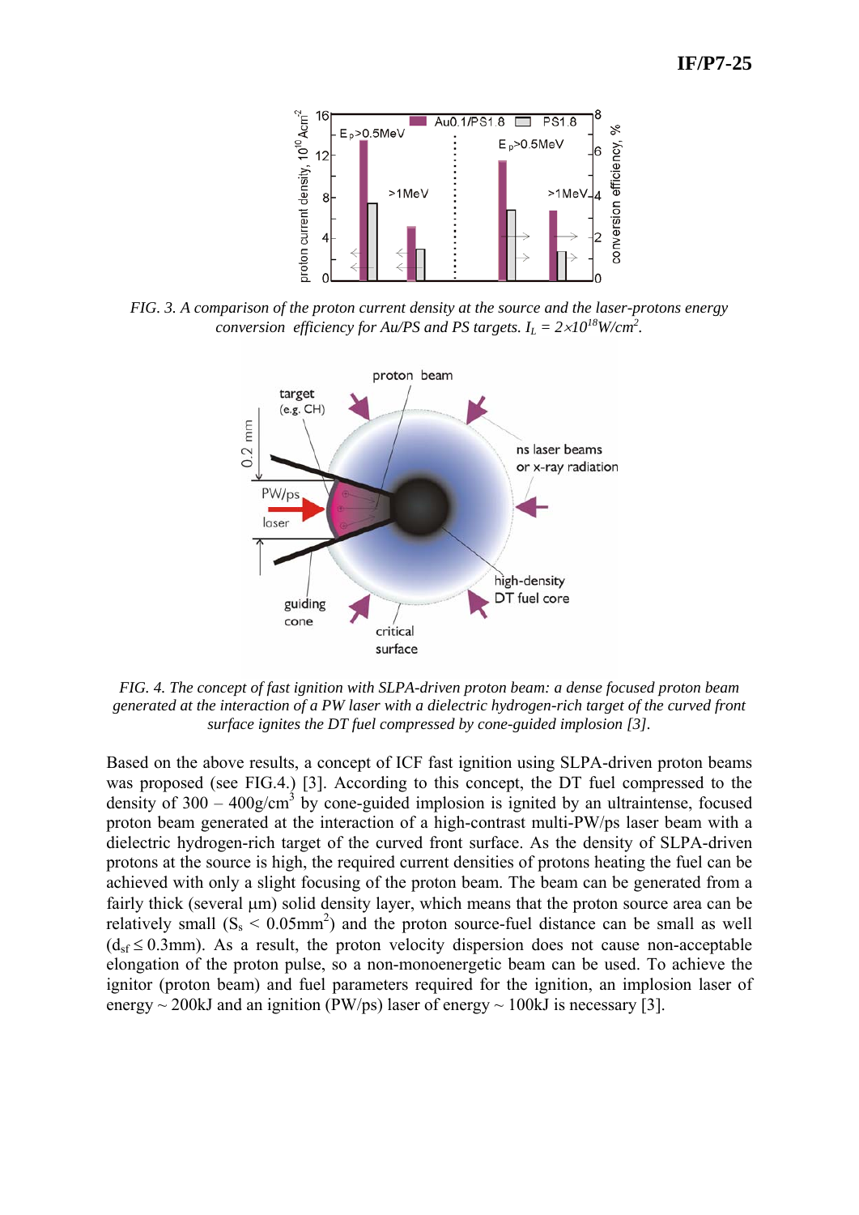FIG. 3. *A comparison of the proton current density at the source and the laser-protons energy conversion efficiency for Au/PS and PS targets.* $I_L = 2{\times}10^{18}$W/cm$^2$.

FIG. 4. *The concept of fast ignition with SLPA-driven proton beam: a dense focused proton beam generated at the interaction of a PW laser with a dielectric hydrogen-rich target of the curved front surface ignites the DT fuel compressed by cone-guided implosion [3].*

Based on the above results, a concept of ICF fast ignition using SLPA-driven proton beams was proposed (see FIG.4.) [3]. According to this concept, the DT fuel compressed to the density of 300 – 400g/cm$^3$ by cone-guided implosion is ignited by an ultraintense, focused proton beam generated at the interaction of a high-contrast multi-PW/ps laser beam with a dielectric hydrogen-rich target of the curved front surface. As the density of SLPA-driven protons at the source is high, the required current densities of protons heating the fuel can be achieved with only a slight focusing of the proton beam. The beam can be generated from a fairly thick (several μm) solid density layer, which means that the proton source area can be relatively small ($S_s$ < 0.05mm$^2$) and the proton source-fuel distance can be small as well ($d_{sf} \leq$ 0.3mm). As a result, the proton velocity dispersion does not cause non-acceptable elongation of the proton pulse, so a non-monoenergetic beam can be used. To achieve the ignitor (proton beam) and fuel parameters required for the ignition, an implosion laser of energy ~ 200kJ and an ignition (PW/ps) laser of energy ~ 100kJ is necessary [3].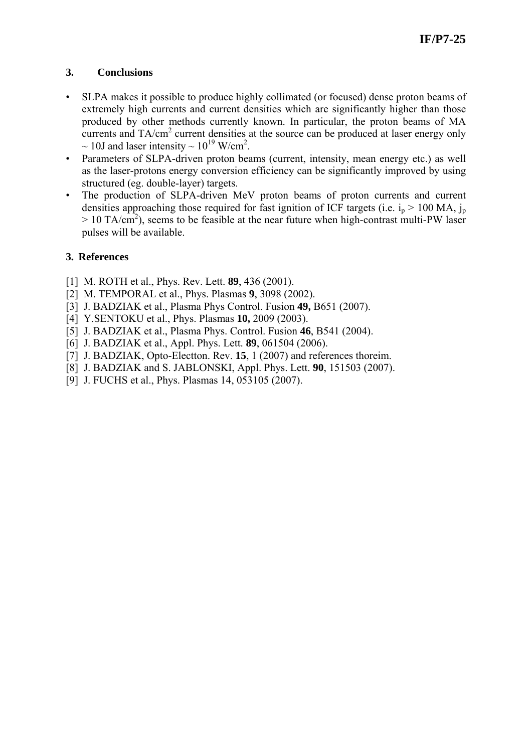## 3. Conclusions

- SLPA makes it possible to produce highly collimated (or focused) dense proton beams of extremely high currents and current densities which are significantly higher than those produced by other methods currently known. In particular, the proton beams of MA currents and TA/cm$^2$ current densities at the source can be produced at laser energy only ~ 10J and laser intensity ~ $10^{19}$ W/cm$^2$.
- Parameters of SLPA-driven proton beams (current, intensity, mean energy etc.) as well as the laser-protons energy conversion efficiency can be significantly improved by using structured (eg. double-layer) targets.
- The production of SLPA-driven MeV proton beams of proton currents and current densities approaching those required for fast ignition of ICF targets (i.e. $i_p$ > 100 MA, $j_p$ > 10 TA/cm$^2$), seems to be feasible at the near future when high-contrast multi-PW laser pulses will be available.

## 3. References

[1] M. ROTH et al., Phys. Rev. Lett. **89**, 436 (2001).
[2] M. TEMPORAL et al., Phys. Plasmas **9**, 3098 (2002).
[3] J. BADZIAK et al., Plasma Phys Control. Fusion **49,** B651 (2007).
[4] Y.SENTOKU et al., Phys. Plasmas **10,** 2009 (2003).
[5] J. BADZIAK et al., Plasma Phys. Control. Fusion **46**, B541 (2004).
[6] J. BADZIAK et al., Appl. Phys. Lett. **89**, 061504 (2006).
[7] J. BADZIAK, Opto-Electton. Rev. **15**, 1 (2007) and references thoreim.
[8] J. BADZIAK and S. JABLONSKI, Appl. Phys. Lett. **90**, 151503 (2007).
[9] J. FUCHS et al., Phys. Plasmas 14, 053105 (2007).